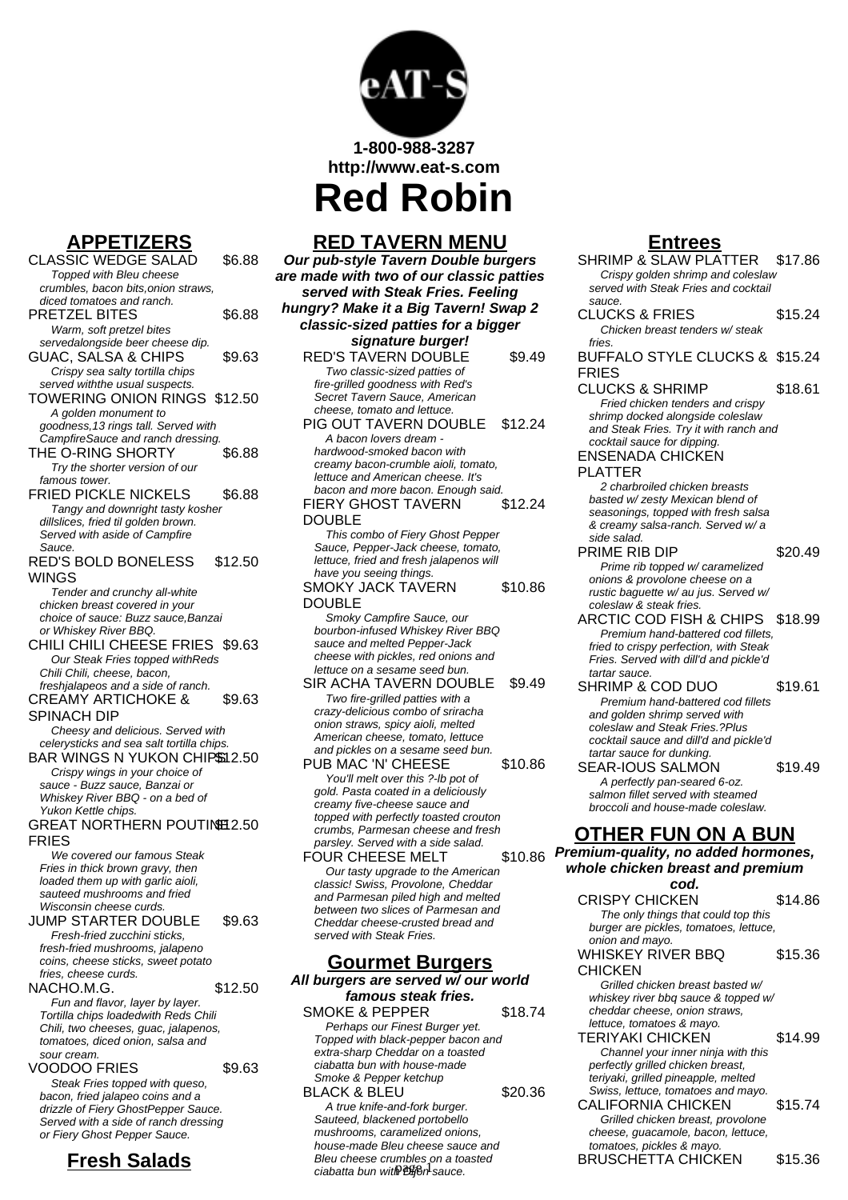1-800-988-3287
http://www.eat-s.com

# Red Robin

## APPETIZERS

**CLASSIC WEDGE SALAD** $6.88
*Topped with Bleu cheese crumbles, bacon bits,onion straws, diced tomatoes and ranch.*

**PRETZEL BITES** $6.88
*Warm, soft pretzel bites servedalongside beer cheese dip.*

**GUAC, SALSA & CHIPS** $9.63
*Crispy sea salty tortilla chips served withthe usual suspects.*

**TOWERING ONION RINGS** $12.50
*A golden monument to goodness,13 rings tall. Served with CampfireSauce and ranch dressing.*

**THE O-RING SHORTY** $6.88
*Try the shorter version of our famous tower.*

**FRIED PICKLE NICKELS** $6.88
*Tangy and downright tasty kosher dillslices, fried til golden brown. Served with aside of Campfire Sauce.*

**RED'S BOLD BONELESS WINGS** $12.50
*Tender and crunchy all-white chicken breast covered in your choice of sauce: Buzz sauce,Banzai or Whiskey River BBQ.*

**CHILI CHILI CHEESE FRIES** $9.63
*Our Steak Fries topped withReds Chili Chili, cheese, bacon, freshjalapeos and a side of ranch.*

**CREAMY ARTICHOKE & SPINACH DIP** $9.63
*Cheesy and delicious. Served with celerysticks and sea salt tortilla chips.*

**BAR WINGS N YUKON CHIPS** $12.50
*Crispy wings in your choice of sauce - Buzz sauce, Banzai or Whiskey River BBQ - on a bed of Yukon Kettle chips.*

**GREAT NORTHERN POUTINE FRIES** $12.50
*We covered our famous Steak Fries in thick brown gravy, then loaded them up with garlic aioli, sauteed mushrooms and fried Wisconsin cheese curds.*

**JUMP STARTER DOUBLE** $9.63
*Fresh-fried zucchini sticks, fresh-fried mushrooms, jalapeno coins, cheese sticks, sweet potato fries, cheese curds.*

**NACHO.M.G.** $12.50
*Fun and flavor, layer by layer. Tortilla chips loadedwith Reds Chili Chili, two cheeses, guac, jalapenos, tomatoes, diced onion, salsa and sour cream.*

**VOODOO FRIES** $9.63
*Steak Fries topped with queso, bacon, fried jalapeo coins and a drizzle of Fiery GhostPepper Sauce. Served with a side of ranch dressing or Fiery Ghost Pepper Sauce.*

## Fresh Salads

## RED TAVERN MENU

***Our pub-style Tavern Double burgers are made with two of our classic patties served with Steak Fries. Feeling hungry? Make it a Big Tavern! Swap 2 classic-sized patties for a bigger signature burger!***

**RED'S TAVERN DOUBLE** $9.49
*Two classic-sized patties of fire-grilled goodness with Red's Secret Tavern Sauce, American cheese, tomato and lettuce.*

**PIG OUT TAVERN DOUBLE** $12.24
*A bacon lovers dream - hardwood-smoked bacon with creamy bacon-crumble aioli, tomato, lettuce and American cheese. It's bacon and more bacon. Enough said.*

**FIERY GHOST TAVERN DOUBLE** $12.24
*This combo of Fiery Ghost Pepper Sauce, Pepper-Jack cheese, tomato, lettuce, fried and fresh jalapenos will have you seeing things.*

**SMOKY JACK TAVERN DOUBLE** $10.86
*Smoky Campfire Sauce, our bourbon-infused Whiskey River BBQ sauce and melted Pepper-Jack cheese with pickles, red onions and lettuce on a sesame seed bun.*

**SIR ACHA TAVERN DOUBLE** $9.49
*Two fire-grilled patties with a crazy-delicious combo of sriracha onion straws, spicy aioli, melted American cheese, tomato, lettuce and pickles on a sesame seed bun.*

**PUB MAC 'N' CHEESE** $10.86
*You'll melt over this ?-lb pot of gold. Pasta coated in a deliciously creamy five-cheese sauce and topped with perfectly toasted crouton crumbs, Parmesan cheese and fresh parsley. Served with a side salad.*

**FOUR CHEESE MELT** $10.86
*Our tasty upgrade to the American classic! Swiss, Provolone, Cheddar and Parmesan piled high and melted between two slices of Parmesan and Cheddar cheese-crusted bread and served with Steak Fries.*

## Gourmet Burgers

***All burgers are served w/ our world famous steak fries.***

**SMOKE & PEPPER** $18.74
*Perhaps our Finest Burger yet. Topped with black-pepper bacon and extra-sharp Cheddar on a toasted ciabatta bun with house-made Smoke & Pepper ketchup*

**BLACK & BLEU** $20.36
*A true knife-and-fork burger. Sauteed, blackened portobello mushrooms, caramelized onions, house-made Bleu cheese sauce and Bleu cheese crumbles on a toasted ciabatta bun with Dijon sauce.*

## Entrees

**SHRIMP & SLAW PLATTER** $17.86
*Crispy golden shrimp and coleslaw served with Steak Fries and cocktail sauce.*

**CLUCKS & FRIES** $15.24
*Chicken breast tenders w/ steak fries.*

**BUFFALO STYLE CLUCKS & FRIES** $15.24

**CLUCKS & SHRIMP** $18.61
*Fried chicken tenders and crispy shrimp docked alongside coleslaw and Steak Fries. Try it with ranch and cocktail sauce for dipping.*

**ENSENADA CHICKEN PLATTER**
*2 charbroiled chicken breasts basted w/ zesty Mexican blend of seasonings, topped with fresh salsa & creamy salsa-ranch. Served w/ a side salad.*

**PRIME RIB DIP** $20.49
*Prime rib topped w/ caramelized onions & provolone cheese on a rustic baguette w/ au jus. Served w/ coleslaw & steak fries.*

**ARCTIC COD FISH & CHIPS** $18.99
*Premium hand-battered cod fillets, fried to crispy perfection, with Steak Fries. Served with dill'd and pickle'd tartar sauce.*

**SHRIMP & COD DUO** $19.61
*Premium hand-battered cod fillets and golden shrimp served with coleslaw and Steak Fries.?Plus cocktail sauce and dill'd and pickle'd tartar sauce for dunking.*

**SEAR-IOUS SALMON** $19.49
*A perfectly pan-seared 6-oz. salmon fillet served with steamed broccoli and house-made coleslaw.*

## OTHER FUN ON A BUN

***Premium-quality, no added hormones, whole chicken breast and premium cod.***

**CRISPY CHICKEN** $14.86
*The only things that could top this burger are pickles, tomatoes, lettuce, onion and mayo.*

**WHISKEY RIVER BBQ CHICKEN** $15.36
*Grilled chicken breast basted w/ whiskey river bbq sauce & topped w/ cheddar cheese, onion straws, lettuce, tomatoes & mayo.*

**TERIYAKI CHICKEN** $14.99
*Channel your inner ninja with this perfectly grilled chicken breast, teriyaki, grilled pineapple, melted Swiss, lettuce, tomatoes and mayo.*

**CALIFORNIA CHICKEN** $15.74
*Grilled chicken breast, provolone cheese, guacamole, bacon, lettuce, tomatoes, pickles & mayo.*

**BRUSCHETTA CHICKEN** $15.36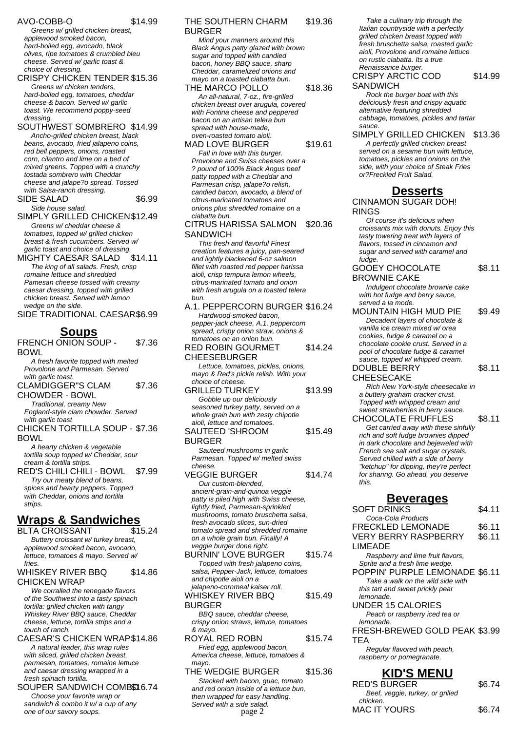AVO-COBB-O $14.99

*Greens w/ grilled chicken breast, applewood smoked bacon, hard-boiled egg, avocado, black olives, ripe tomatoes & crumbled bleu cheese. Served w/ garlic toast & choice of dressing.*

CRISPY CHICKEN TENDER $15.36

*Greens w/ chicken tenders, hard-boiled egg, tomatoes, cheddar cheese & bacon. Served w/ garlic toast. We recommend poppy-seed dressing.*

SOUTHWEST SOMBRERO $14.99

*Ancho-grilled chicken breast, black beans, avocado, fried jalapeno coins, red bell peppers, onions, roasted corn, cilantro and lime on a bed of mixed greens. Topped with a crunchy tostada sombrero with Cheddar cheese and jalape?o spread. Tossed with Salsa-ranch dressing.*

SIDE SALAD $6.99

*Side house salad.*

SIMPLY GRILLED CHICKEN $12.49

*Greens w/ cheddar cheese & tomatoes, topped w/ grilled chicken breast & fresh cucumbers. Served w/ garlic toast and choice of dressing.*

MIGHTY CAESAR SALAD $14.11

*The king of all salads. Fresh, crisp romaine lettuce and shredded Pamesan cheese tossed with creamy caesar dressing, topped with grilled chicken breast. Served with lemon wedge on the side.*

SIDE TRADITIONAL CAESAR $6.99

## Soups

FRENCH ONION SOUP - BOWL $7.36

*A fresh favorite topped with melted Provolone and Parmesan. Served with garlic toast.*

CLAMDIGGER"S CLAM CHOWDER - BOWL $7.36

*Traditional, creamy New England-style clam chowder. Served with garlic toast*

CHICKEN TORTILLA SOUP - BOWL $7.36

*A hearty chicken & vegetable tortilla soup topped w/ Cheddar, sour cream & tortilla strips.*

RED'S CHILI CHILI - BOWL $7.99

*Try our meaty blend of beans, spices and hearty peppers. Topped with Cheddar, onions and tortilla strips.*

## Wraps & Sandwiches

BLTA CROISSANT $15.24

*Buttery croissant w/ turkey breast, applewood smoked bacon, avocado, lettuce, tomatoes & mayo. Served w/ fries.*

WHISKEY RIVER BBQ CHICKEN WRAP $14.86

*We corralled the renegade flavors of the Southwest into a tasty spinach tortilla: grilled chicken with tangy Whiskey River BBQ sauce, Cheddar cheese, lettuce, tortilla strips and a touch of ranch.*

CAESAR'S CHICKEN WRAP $14.86

*A natural leader, this wrap rules with sliced, grilled chicken breast, parmesan, tomatoes, romaine lettuce and caesar dressing wrapped in a fresh spinach tortilla.*

SOUPER SANDWICH COMBO $16.74

*Choose your favorite wrap or sandwich & combo it w/ a cup of any one of our savory soups.*

THE SOUTHERN CHARM BURGER $19.36

*Mind your manners around this Black Angus patty glazed with brown sugar and topped with candied bacon, honey BBQ sauce, sharp Cheddar, caramelized onions and mayo on a toasted ciabatta bun.*

THE MARCO POLLO $18.36

*An all-natural, 7-oz., fire-grilled chicken breast over arugula, covered with Fontina cheese and peppered bacon on an artisan telera bun spread with house-made, oven-roasted tomato aioli.*

MAD LOVE BURGER $19.61

*Fall in love with this burger. Provolone and Swiss cheeses over a ? pound of 100% Black Angus beef patty topped with a Cheddar and Parmesan crisp, jalape?o relish, candied bacon, avocado, a blend of citrus-marinated tomatoes and onions plus shredded romaine on a ciabatta bun.*

CITRUS HARISSA SALMON SANDWICH $20.36

*This fresh and flavorful Finest creation features a juicy, pan-seared and lightly blackened 6-oz salmon fillet with roasted red pepper harissa aioli, crisp tempura lemon wheels, citrus-marinated tomato and onion with fresh arugula on a toasted telera bun.*

A.1. PEPPERCORN BURGER $16.24

*Hardwood-smoked bacon, pepper-jack cheese, A.1. peppercorn spread, crispy onion straw, onions & tomatoes on an onion bun.*

RED ROBIN GOURMET CHEESEBURGER $14.24

*Lettuce, tomatoes, pickles, onions, mayo & Red's pickle relish. With your choice of cheese.*

GRILLED TURKEY $13.99

*Gobble up our deliciously seasoned turkey patty, served on a whole grain bun with zesty chipotle aioli, lettuce and tomatoes.*

SAUTEED 'SHROOM BURGER $15.49

*Sauteed mushrooms in garlic Parmesan. Topped w/ melted swiss cheese.*

VEGGIE BURGER $14.74

*Our custom-blended, ancient-grain-and-quinoa veggie patty is piled high with Swiss cheese, lightly fried, Parmesan-sprinkled mushrooms, tomato bruschetta salsa, fresh avocado slices, sun-dried tomato spread and shredded romaine on a whole grain bun. Finally! A veggie burger done right.*

BURNIN' LOVE BURGER $15.74

*Topped with fresh jalapeno coins, salsa, Pepper-Jack, lettuce, tomatoes and chipotle aioli on a jalapeno-cornmeal kaiser roll.*

WHISKEY RIVER BBQ BURGER $15.49

*BBQ sauce, cheddar cheese, crispy onion straws, lettuce, tomatoes & mayo.*

ROYAL RED ROBN $15.74

*Fried egg, applewood bacon, America cheese, lettuce, tomatoes & mayo.*

THE WEDGIE BURGER $15.36

*Stacked with bacon, guac, tomato and red onion inside of a lettuce bun, then wrapped for easy handling. Served with a side salad.*

*Take a culinary trip through the Italian countryside with a perfectly grilled chicken breast topped with fresh bruschetta salsa, roasted garlic aioli, Provolone and romaine lettuce on rustic ciabatta. Its a true Renaissance burger.*

CRISPY ARCTIC COD SANDWICH $14.99

*Rock the burger boat with this deliciously fresh and crispy aquatic alternative featuring shredded cabbage, tomatoes, pickles and tartar sauce.*

SIMPLY GRILLED CHICKEN $13.36

*A perfectly grilled chicken breast served on a sesame bun with lettuce, tomatoes, pickles and onions on the side, with your choice of Steak Fries or?Freckled Fruit Salad.*

## Desserts

CINNAMON SUGAR DOH! RINGS

*Of course it's delicious when croissants mix with donuts. Enjoy this tasty towering treat with layers of flavors, tossed in cinnamon and sugar and served with caramel and fudge.*

GOOEY CHOCOLATE BROWNIE CAKE $8.11

*Indulgent chocolate brownie cake with hot fudge and berry sauce, served a la mode.*

MOUNTAIN HIGH MUD PIE $9.49

*Decadent layers of chocolate & vanilla ice cream mixed w/ orea cookies, fudge & caramel on a chocolate cookie crust. Served in a pool of chocolate fudge & caramel sauce, topped w/ whipped cream.*

DOUBLE BERRY CHEESECAKE $8.11

*Rich New York-style cheesecake in a buttery graham cracker crust. Topped with whipped cream and sweet strawberries in berry sauce.*

CHOCOLATE FRUFFLES $8.11

*Get carried away with these sinfully rich and soft fudge brownies dipped in dark chocolate and bejeweled with French sea salt and sugar crystals. Served chilled with a side of berry "ketchup" for dipping, they're perfect for sharing. Go ahead, you deserve this.*

## Beverages

SOFT DRINKS $4.11

*Coca-Cola Products*

FRECKLED LEMONADE $6.11

VERY BERRY RASPBERRY LIMEADE $6.11

*Raspberry and lime fruit flavors, Sprite and a fresh lime wedge.*

POPPIN' PURPLE LEMONADE $6.11

*Take a walk on the wild side with this tart and sweet prickly pear lemonade.*

UNDER 15 CALORIES

*Peach or raspberry iced tea or lemonade.*

FRESH-BREWED GOLD PEAK TEA $3.99

*Regular flavored with peach, raspberry or pomegranate.*

## KID'S MENU

RED'S BURGER $6.74

*Beef, veggie, turkey, or grilled chicken.*

MAC IT YOURS $6.74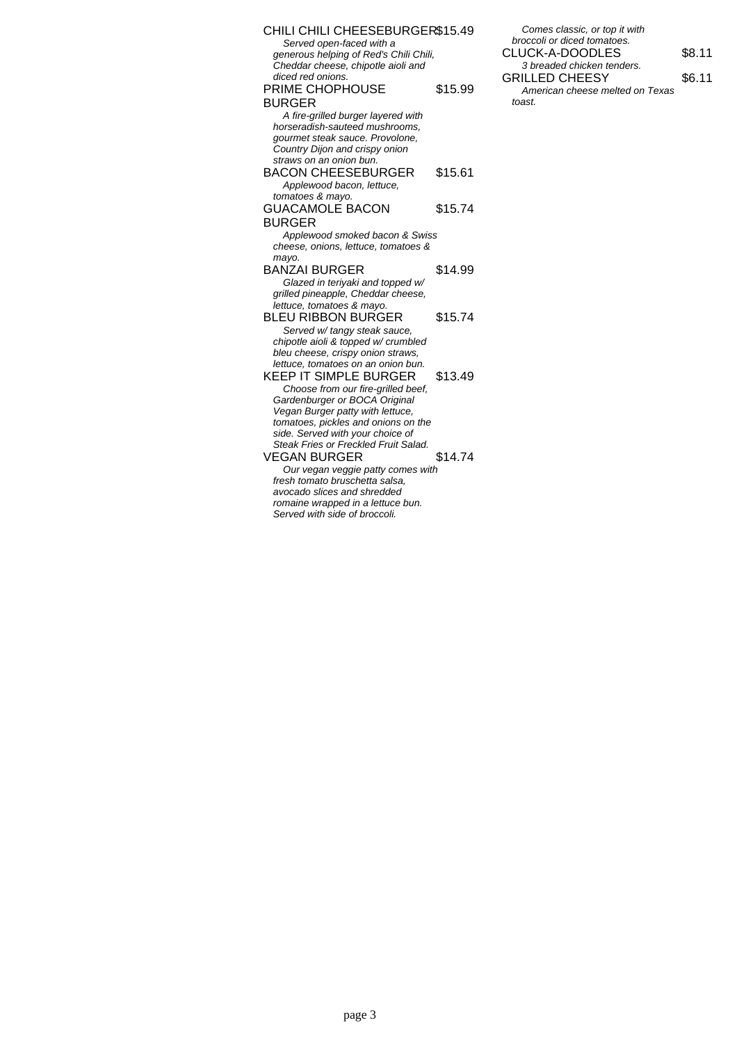CHILI CHILI CHEESEBURGER $15.49

*Served open-faced with a generous helping of Red's Chili Chili, Cheddar cheese, chipotle aioli and diced red onions.*

PRIME CHOPHOUSE BURGER $15.99

*A fire-grilled burger layered with horseradish-sauteed mushrooms, gourmet steak sauce. Provolone, Country Dijon and crispy onion straws on an onion bun.*

BACON CHEESEBURGER $15.61

*Applewood bacon, lettuce, tomatoes & mayo.*

GUACAMOLE BACON BURGER $15.74

*Applewood smoked bacon & Swiss cheese, onions, lettuce, tomatoes & mayo.*

BANZAI BURGER $14.99

*Glazed in teriyaki and topped w/ grilled pineapple, Cheddar cheese, lettuce, tomatoes & mayo.*

BLEU RIBBON BURGER $15.74

*Served w/ tangy steak sauce, chipotle aioli & topped w/ crumbled bleu cheese, crispy onion straws, lettuce, tomatoes on an onion bun.*

KEEP IT SIMPLE BURGER $13.49

*Choose from our fire-grilled beef, Gardenburger or BOCA Original Vegan Burger patty with lettuce, tomatoes, pickles and onions on the side. Served with your choice of Steak Fries or Freckled Fruit Salad.*

VEGAN BURGER $14.74

*Our vegan veggie patty comes with fresh tomato bruschetta salsa, avocado slices and shredded romaine wrapped in a lettuce bun. Served with side of broccoli.*

*Comes classic, or top it with broccoli or diced tomatoes.*

CLUCK-A-DOODLES $8.11

*3 breaded chicken tenders.*

GRILLED CHEESY $6.11

*American cheese melted on Texas toast.*